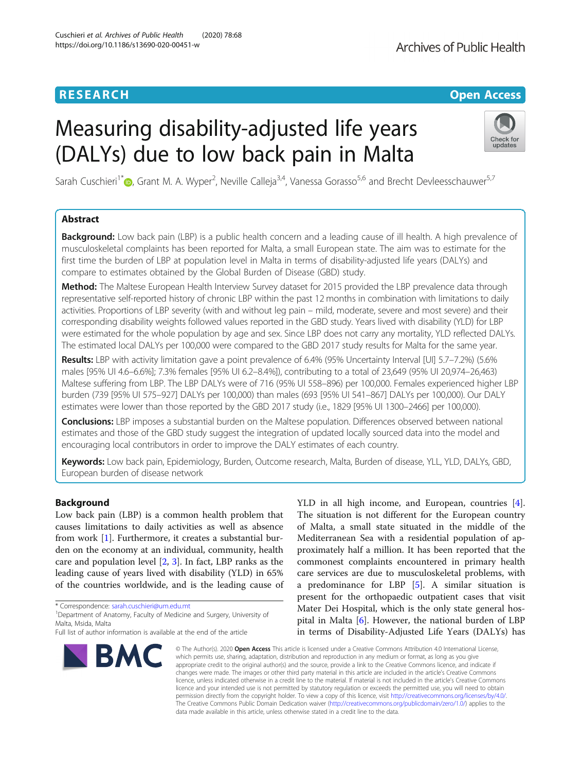RESEARCH **Open Access**

# Measuring disability-adjusted life years (DALYs) due to low back pain in Malta

Sarah Cuschieri[1*], Grant M. A. Wyper[2], Neville Calleja[3,4], Vanessa Gorasso[5,6] and Brecht Devleesschauwer[5,7]

## Abstract

**Background:** Low back pain (LBP) is a public health concern and a leading cause of ill health. A high prevalence of musculoskeletal complaints has been reported for Malta, a small European state. The aim was to estimate for the first time the burden of LBP at population level in Malta in terms of disability-adjusted life years (DALYs) and compare to estimates obtained by the Global Burden of Disease (GBD) study.

**Method:** The Maltese European Health Interview Survey dataset for 2015 provided the LBP prevalence data through representative self-reported history of chronic LBP within the past 12 months in combination with limitations to daily activities. Proportions of LBP severity (with and without leg pain – mild, moderate, severe and most severe) and their corresponding disability weights followed values reported in the GBD study. Years lived with disability (YLD) for LBP were estimated for the whole population by age and sex. Since LBP does not carry any mortality, YLD reflected DALYs. The estimated local DALYs per 100,000 were compared to the GBD 2017 study results for Malta for the same year.

**Results:** LBP with activity limitation gave a point prevalence of 6.4% (95% Uncertainty Interval [UI] 5.7–7.2%) (5.6% males [95% UI 4.6–6.6%]; 7.3% females [95% UI 6.2–8.4%]), contributing to a total of 23,649 (95% UI 20,974–26,463) Maltese suffering from LBP. The LBP DALYs were of 716 (95% UI 558–896) per 100,000. Females experienced higher LBP burden (739 [95% UI 575–927] DALYs per 100,000) than males (693 [95% UI 541–867] DALYs per 100,000). Our DALY estimates were lower than those reported by the GBD 2017 study (i.e., 1829 [95% UI 1300–2466] per 100,000).

**Conclusions:** LBP imposes a substantial burden on the Maltese population. Differences observed between national estimates and those of the GBD study suggest the integration of updated locally sourced data into the model and encouraging local contributors in order to improve the DALY estimates of each country.

**Keywords:** Low back pain, Epidemiology, Burden, Outcome research, Malta, Burden of disease, YLL, YLD, DALYs, GBD, European burden of disease network

## Background

Low back pain (LBP) is a common health problem that causes limitations to daily activities as well as absence from work [1]. Furthermore, it creates a substantial burden on the economy at an individual, community, health care and population level [2, 3]. In fact, LBP ranks as the leading cause of years lived with disability (YLD) in 65% of the countries worldwide, and is the leading cause of YLD in all high income, and European, countries [4]. The situation is not different for the European country of Malta, a small state situated in the middle of the Mediterranean Sea with a residential population of approximately half a million. It has been reported that the commonest complaints encountered in primary health care services are due to musculoskeletal problems, with a predominance for LBP [5]. A similar situation is present for the orthopaedic outpatient cases that visit Mater Dei Hospital, which is the only state general hospital in Malta [6]. However, the national burden of LBP in terms of Disability-Adjusted Life Years (DALYs) has

* Correspondence: sarah.cuschieri@um.edu.mt
[1]Department of Anatomy, Faculty of Medicine and Surgery, University of Malta, Msida, Malta
Full list of author information is available at the end of the article

© The Author(s). 2020 **Open Access** This article is licensed under a Creative Commons Attribution 4.0 International License, which permits use, sharing, adaptation, distribution and reproduction in any medium or format, as long as you give appropriate credit to the original author(s) and the source, provide a link to the Creative Commons licence, and indicate if changes were made. The images or other third party material in this article are included in the article's Creative Commons licence, unless indicated otherwise in a credit line to the material. If material is not included in the article's Creative Commons licence and your intended use is not permitted by statutory regulation or exceeds the permitted use, you will need to obtain permission directly from the copyright holder. To view a copy of this licence, visit http://creativecommons.org/licenses/by/4.0/. The Creative Commons Public Domain Dedication waiver (http://creativecommons.org/publicdomain/zero/1.0/) applies to the data made available in this article, unless otherwise stated in a credit line to the data.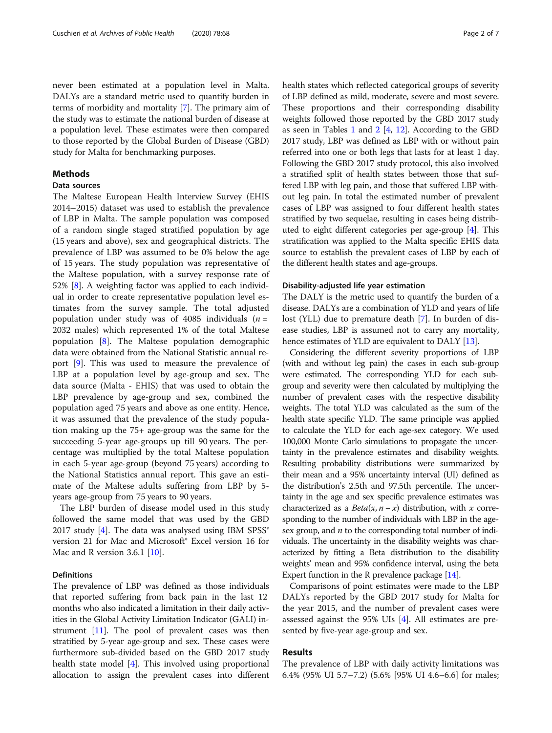never been estimated at a population level in Malta. DALYs are a standard metric used to quantify burden in terms of morbidity and mortality [7]. The primary aim of the study was to estimate the national burden of disease at a population level. These estimates were then compared to those reported by the Global Burden of Disease (GBD) study for Malta for benchmarking purposes.

## Methods

### Data sources

The Maltese European Health Interview Survey (EHIS 2014–2015) dataset was used to establish the prevalence of LBP in Malta. The sample population was composed of a random single staged stratified population by age (15 years and above), sex and geographical districts. The prevalence of LBP was assumed to be 0% below the age of 15 years. The study population was representative of the Maltese population, with a survey response rate of 52% [8]. A weighting factor was applied to each individual in order to create representative population level estimates from the survey sample. The total adjusted population under study was of 4085 individuals ($n$ = 2032 males) which represented 1% of the total Maltese population [8]. The Maltese population demographic data were obtained from the National Statistic annual report [9]. This was used to measure the prevalence of LBP at a population level by age-group and sex. The data source (Malta - EHIS) that was used to obtain the LBP prevalence by age-group and sex, combined the population aged 75 years and above as one entity. Hence, it was assumed that the prevalence of the study population making up the 75+ age-group was the same for the succeeding 5-year age-groups up till 90 years. The percentage was multiplied by the total Maltese population in each 5-year age-group (beyond 75 years) according to the National Statistics annual report. This gave an estimate of the Maltese adults suffering from LBP by 5-years age-group from 75 years to 90 years.

The LBP burden of disease model used in this study followed the same model that was used by the GBD 2017 study [4]. The data was analysed using IBM SPSS® version 21 for Mac and Microsoft® Excel version 16 for Mac and R version 3.6.1 [10].

### Definitions

The prevalence of LBP was defined as those individuals that reported suffering from back pain in the last 12 months who also indicated a limitation in their daily activities in the Global Activity Limitation Indicator (GALI) instrument [11]. The pool of prevalent cases was then stratified by 5-year age-group and sex. These cases were furthermore sub-divided based on the GBD 2017 study health state model [4]. This involved using proportional allocation to assign the prevalent cases into different health states which reflected categorical groups of severity of LBP defined as mild, moderate, severe and most severe. These proportions and their corresponding disability weights followed those reported by the GBD 2017 study as seen in Tables 1 and 2 [4, 12]. According to the GBD 2017 study, LBP was defined as LBP with or without pain referred into one or both legs that lasts for at least 1 day. Following the GBD 2017 study protocol, this also involved a stratified split of health states between those that suffered LBP with leg pain, and those that suffered LBP without leg pain. In total the estimated number of prevalent cases of LBP was assigned to four different health states stratified by two sequelae, resulting in cases being distributed to eight different categories per age-group [4]. This stratification was applied to the Malta specific EHIS data source to establish the prevalent cases of LBP by each of the different health states and age-groups.

### Disability-adjusted life year estimation

The DALY is the metric used to quantify the burden of a disease. DALYs are a combination of YLD and years of life lost (YLL) due to premature death [7]. In burden of disease studies, LBP is assumed not to carry any mortality, hence estimates of YLD are equivalent to DALY [13].

Considering the different severity proportions of LBP (with and without leg pain) the cases in each sub-group were estimated. The corresponding YLD for each sub-group and severity were then calculated by multiplying the number of prevalent cases with the respective disability weights. The total YLD was calculated as the sum of the health state specific YLD. The same principle was applied to calculate the YLD for each age-sex category. We used 100,000 Monte Carlo simulations to propagate the uncertainty in the prevalence estimates and disability weights. Resulting probability distributions were summarized by their mean and a 95% uncertainty interval (UI) defined as the distribution's 2.5th and 97.5th percentile. The uncertainty in the age and sex specific prevalence estimates was characterized as a $Beta(x, n - x)$ distribution, with $x$ corresponding to the number of individuals with LBP in the age-sex group, and $n$ to the corresponding total number of individuals. The uncertainty in the disability weights was characterized by fitting a Beta distribution to the disability weights' mean and 95% confidence interval, using the beta Expert function in the R prevalence package [14].

Comparisons of point estimates were made to the LBP DALYs reported by the GBD 2017 study for Malta for the year 2015, and the number of prevalent cases were assessed against the 95% UIs [4]. All estimates are presented by five-year age-group and sex.

## Results

The prevalence of LBP with daily activity limitations was 6.4% (95% UI 5.7–7.2) (5.6% [95% UI 4.6–6.6] for males;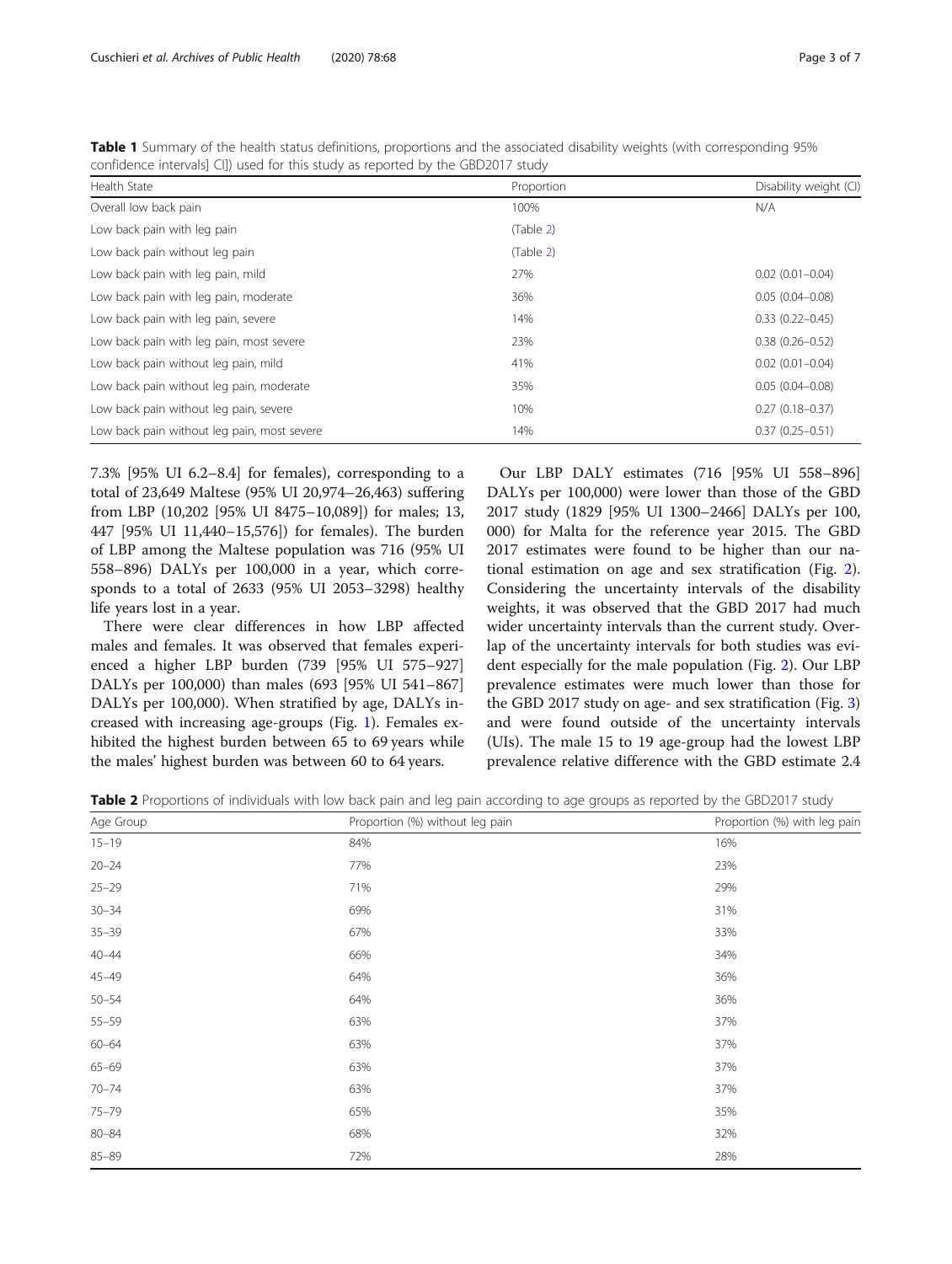**Table 1** Summary of the health status definitions, proportions and the associated disability weights (with corresponding 95% confidence intervals] CI]) used for this study as reported by the GBD2017 study

| Health State | Proportion | Disability weight (CI) |
|---|---|---|
| Overall low back pain | 100% | N/A |
| Low back pain with leg pain | (Table 2) | |
| Low back pain without leg pain | (Table 2) | |
| Low back pain with leg pain, mild | 27% | 0.02 (0.01–0.04) |
| Low back pain with leg pain, moderate | 36% | 0.05 (0.04–0.08) |
| Low back pain with leg pain, severe | 14% | 0.33 (0.22–0.45) |
| Low back pain with leg pain, most severe | 23% | 0.38 (0.26–0.52) |
| Low back pain without leg pain, mild | 41% | 0.02 (0.01–0.04) |
| Low back pain without leg pain, moderate | 35% | 0.05 (0.04–0.08) |
| Low back pain without leg pain, severe | 10% | 0.27 (0.18–0.37) |
| Low back pain without leg pain, most severe | 14% | 0.37 (0.25–0.51) |

7.3% [95% UI 6.2–8.4] for females), corresponding to a total of 23,649 Maltese (95% UI 20,974–26,463) suffering from LBP (10,202 [95% UI 8475–10,089]) for males; 13, 447 [95% UI 11,440–15,576]) for females). The burden of LBP among the Maltese population was 716 (95% UI 558–896) DALYs per 100,000 in a year, which corresponds to a total of 2633 (95% UI 2053–3298) healthy life years lost in a year.

There were clear differences in how LBP affected males and females. It was observed that females experienced a higher LBP burden (739 [95% UI 575–927] DALYs per 100,000) than males (693 [95% UI 541–867] DALYs per 100,000). When stratified by age, DALYs increased with increasing age-groups (Fig. 1). Females exhibited the highest burden between 65 to 69 years while the males' highest burden was between 60 to 64 years.

Our LBP DALY estimates (716 [95% UI 558–896] DALYs per 100,000) were lower than those of the GBD 2017 study (1829 [95% UI 1300–2466] DALYs per 100, 000) for Malta for the reference year 2015. The GBD 2017 estimates were found to be higher than our national estimation on age and sex stratification (Fig. 2). Considering the uncertainty intervals of the disability weights, it was observed that the GBD 2017 had much wider uncertainty intervals than the current study. Overlap of the uncertainty intervals for both studies was evident especially for the male population (Fig. 2). Our LBP prevalence estimates were much lower than those for the GBD 2017 study on age- and sex stratification (Fig. 3) and were found outside of the uncertainty intervals (UIs). The male 15 to 19 age-group had the lowest LBP prevalence relative difference with the GBD estimate 2.4

**Table 2** Proportions of individuals with low back pain and leg pain according to age groups as reported by the GBD2017 study

| Age Group | Proportion (%) without leg pain | Proportion (%) with leg pain |
|---|---|---|
| 15–19 | 84% | 16% |
| 20–24 | 77% | 23% |
| 25–29 | 71% | 29% |
| 30–34 | 69% | 31% |
| 35–39 | 67% | 33% |
| 40–44 | 66% | 34% |
| 45–49 | 64% | 36% |
| 50–54 | 64% | 36% |
| 55–59 | 63% | 37% |
| 60–64 | 63% | 37% |
| 65–69 | 63% | 37% |
| 70–74 | 63% | 37% |
| 75–79 | 65% | 35% |
| 80–84 | 68% | 32% |
| 85–89 | 72% | 28% |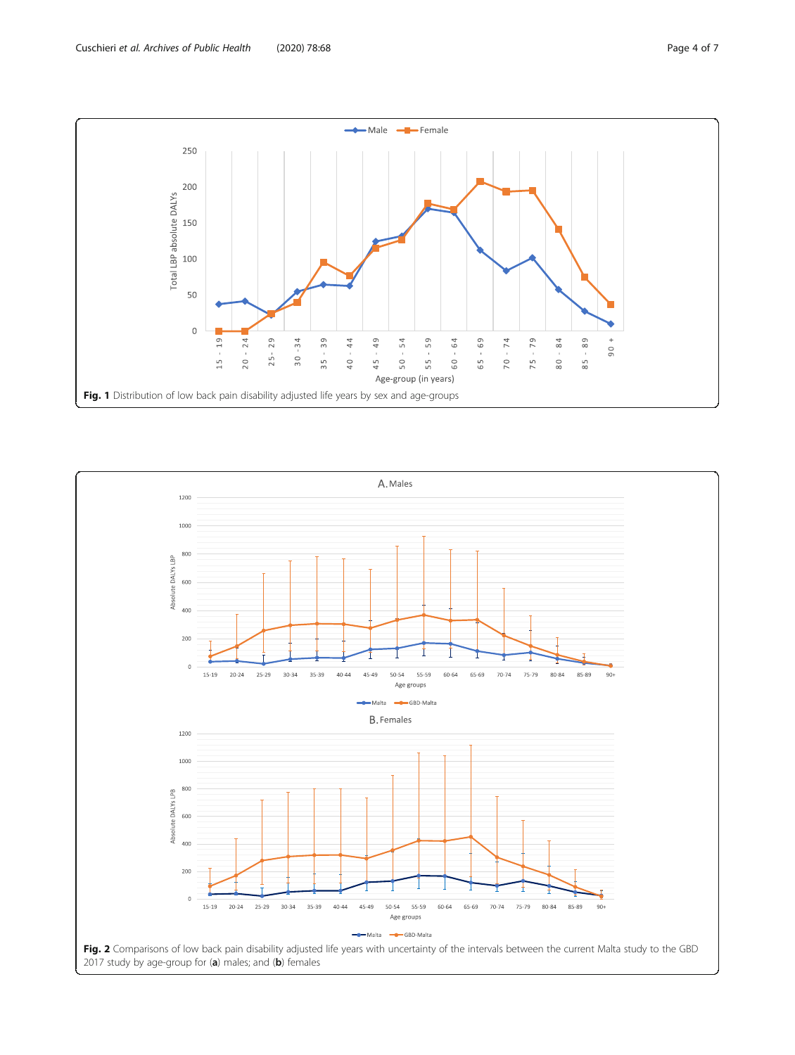Fig. 1 Distribution of low back pain disability adjusted life years by sex and age-groups

Fig. 2 Comparisons of low back pain disability adjusted life years with uncertainty of the intervals between the current Malta study to the GBD 2017 study by age-group for (**a**) males; and (**b**) females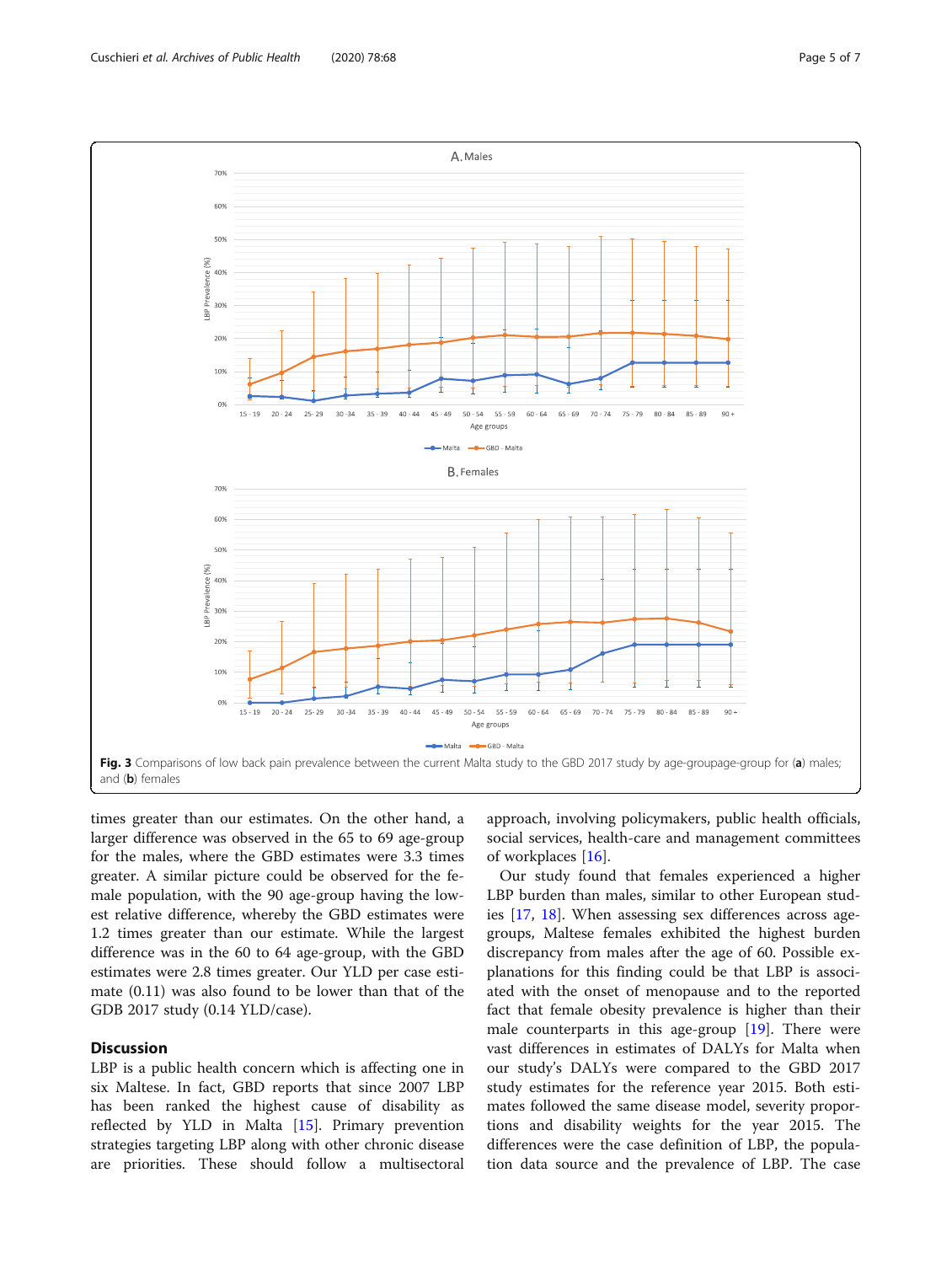Fig. 3 Comparisons of low back pain prevalence between the current Malta study to the GBD 2017 study by age-groupage-group for (**a**) males; and (**b**) females

times greater than our estimates. On the other hand, a larger difference was observed in the 65 to 69 age-group for the males, where the GBD estimates were 3.3 times greater. A similar picture could be observed for the female population, with the 90 age-group having the lowest relative difference, whereby the GBD estimates were 1.2 times greater than our estimate. While the largest difference was in the 60 to 64 age-group, with the GBD estimates were 2.8 times greater. Our YLD per case estimate (0.11) was also found to be lower than that of the GDB 2017 study (0.14 YLD/case).

## Discussion

LBP is a public health concern which is affecting one in six Maltese. In fact, GBD reports that since 2007 LBP has been ranked the highest cause of disability as reflected by YLD in Malta [15]. Primary prevention strategies targeting LBP along with other chronic disease are priorities. These should follow a multisectoral approach, involving policymakers, public health officials, social services, health-care and management committees of workplaces [16].

Our study found that females experienced a higher LBP burden than males, similar to other European studies [17, 18]. When assessing sex differences across age-groups, Maltese females exhibited the highest burden discrepancy from males after the age of 60. Possible explanations for this finding could be that LBP is associated with the onset of menopause and to the reported fact that female obesity prevalence is higher than their male counterparts in this age-group [19]. There were vast differences in estimates of DALYs for Malta when our study's DALYs were compared to the GBD 2017 study estimates for the reference year 2015. Both estimates followed the same disease model, severity proportions and disability weights for the year 2015. The differences were the case definition of LBP, the population data source and the prevalence of LBP. The case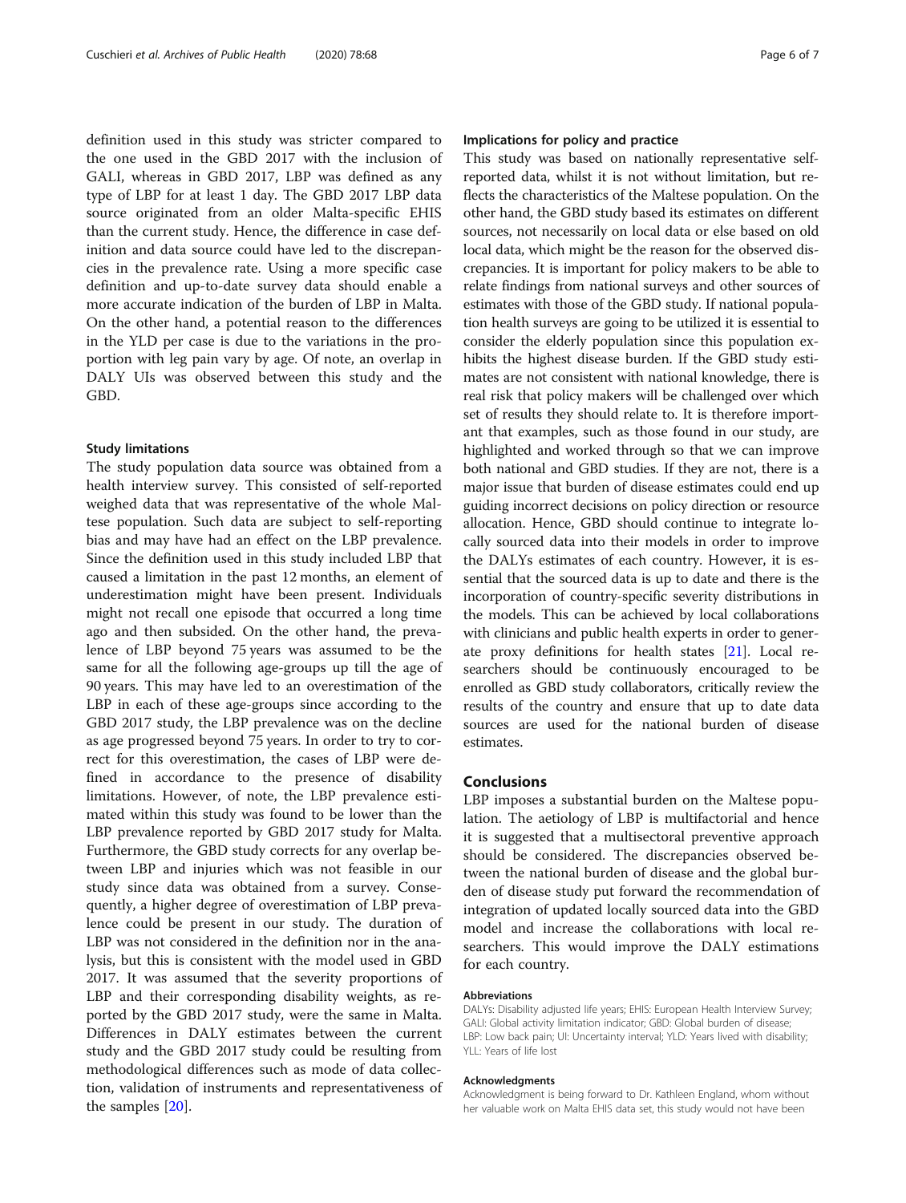definition used in this study was stricter compared to the one used in the GBD 2017 with the inclusion of GALI, whereas in GBD 2017, LBP was defined as any type of LBP for at least 1 day. The GBD 2017 LBP data source originated from an older Malta-specific EHIS than the current study. Hence, the difference in case definition and data source could have led to the discrepancies in the prevalence rate. Using a more specific case definition and up-to-date survey data should enable a more accurate indication of the burden of LBP in Malta. On the other hand, a potential reason to the differences in the YLD per case is due to the variations in the proportion with leg pain vary by age. Of note, an overlap in DALY UIs was observed between this study and the GBD.

### Study limitations

The study population data source was obtained from a health interview survey. This consisted of self-reported weighed data that was representative of the whole Maltese population. Such data are subject to self-reporting bias and may have had an effect on the LBP prevalence. Since the definition used in this study included LBP that caused a limitation in the past 12 months, an element of underestimation might have been present. Individuals might not recall one episode that occurred a long time ago and then subsided. On the other hand, the prevalence of LBP beyond 75 years was assumed to be the same for all the following age-groups up till the age of 90 years. This may have led to an overestimation of the LBP in each of these age-groups since according to the GBD 2017 study, the LBP prevalence was on the decline as age progressed beyond 75 years. In order to try to correct for this overestimation, the cases of LBP were defined in accordance to the presence of disability limitations. However, of note, the LBP prevalence estimated within this study was found to be lower than the LBP prevalence reported by GBD 2017 study for Malta. Furthermore, the GBD study corrects for any overlap between LBP and injuries which was not feasible in our study since data was obtained from a survey. Consequently, a higher degree of overestimation of LBP prevalence could be present in our study. The duration of LBP was not considered in the definition nor in the analysis, but this is consistent with the model used in GBD 2017. It was assumed that the severity proportions of LBP and their corresponding disability weights, as reported by the GBD 2017 study, were the same in Malta. Differences in DALY estimates between the current study and the GBD 2017 study could be resulting from methodological differences such as mode of data collection, validation of instruments and representativeness of the samples [20].

### Implications for policy and practice

This study was based on nationally representative self-reported data, whilst it is not without limitation, but reflects the characteristics of the Maltese population. On the other hand, the GBD study based its estimates on different sources, not necessarily on local data or else based on old local data, which might be the reason for the observed discrepancies. It is important for policy makers to be able to relate findings from national surveys and other sources of estimates with those of the GBD study. If national population health surveys are going to be utilized it is essential to consider the elderly population since this population exhibits the highest disease burden. If the GBD study estimates are not consistent with national knowledge, there is real risk that policy makers will be challenged over which set of results they should relate to. It is therefore important that examples, such as those found in our study, are highlighted and worked through so that we can improve both national and GBD studies. If they are not, there is a major issue that burden of disease estimates could end up guiding incorrect decisions on policy direction or resource allocation. Hence, GBD should continue to integrate locally sourced data into their models in order to improve the DALYs estimates of each country. However, it is essential that the sourced data is up to date and there is the incorporation of country-specific severity distributions in the models. This can be achieved by local collaborations with clinicians and public health experts in order to generate proxy definitions for health states [21]. Local researchers should be continuously encouraged to be enrolled as GBD study collaborators, critically review the results of the country and ensure that up to date data sources are used for the national burden of disease estimates.

## Conclusions

LBP imposes a substantial burden on the Maltese population. The aetiology of LBP is multifactorial and hence it is suggested that a multisectoral preventive approach should be considered. The discrepancies observed between the national burden of disease and the global burden of disease study put forward the recommendation of integration of updated locally sourced data into the GBD model and increase the collaborations with local researchers. This would improve the DALY estimations for each country.

#### Abbreviations

DALYs: Disability adjusted life years; EHIS: European Health Interview Survey; GALI: Global activity limitation indicator; GBD: Global burden of disease; LBP: Low back pain; UI: Uncertainty interval; YLD: Years lived with disability; YLL: Years of life lost

#### Acknowledgments

Acknowledgment is being forward to Dr. Kathleen England, whom without her valuable work on Malta EHIS data set, this study would not have been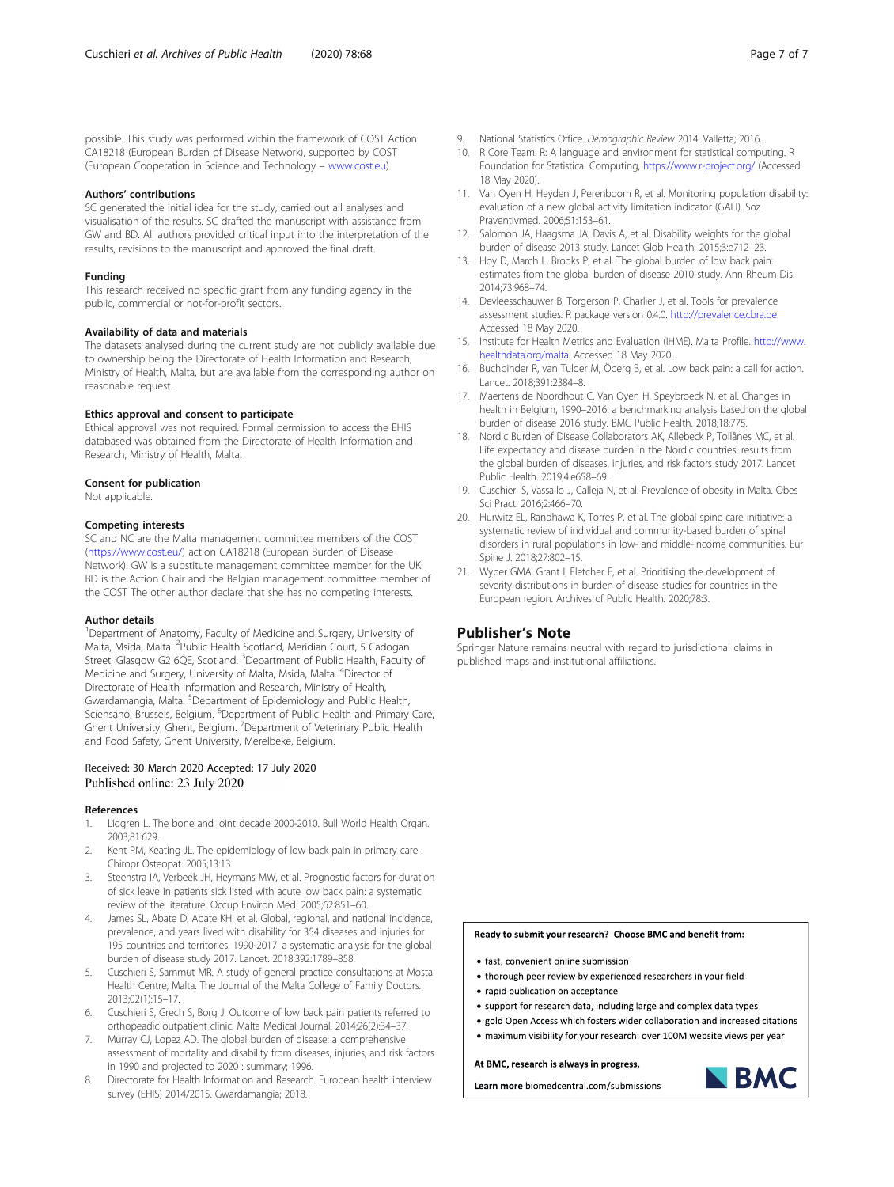possible. This study was performed within the framework of COST Action CA18218 (European Burden of Disease Network), supported by COST (European Cooperation in Science and Technology – www.cost.eu).

### Authors' contributions

SC generated the initial idea for the study, carried out all analyses and visualisation of the results. SC drafted the manuscript with assistance from GW and BD. All authors provided critical input into the interpretation of the results, revisions to the manuscript and approved the final draft.

### Funding

This research received no specific grant from any funding agency in the public, commercial or not-for-profit sectors.

### Availability of data and materials

The datasets analysed during the current study are not publicly available due to ownership being the Directorate of Health Information and Research, Ministry of Health, Malta, but are available from the corresponding author on reasonable request.

### Ethics approval and consent to participate

Ethical approval was not required. Formal permission to access the EHIS databased was obtained from the Directorate of Health Information and Research, Ministry of Health, Malta.

### Consent for publication

Not applicable.

### Competing interests

SC and NC are the Malta management committee members of the COST (https://www.cost.eu/) action CA18218 (European Burden of Disease Network). GW is a substitute management committee member for the UK. BD is the Action Chair and the Belgian management committee member of the COST The other author declare that she has no competing interests.

### Author details

[1]Department of Anatomy, Faculty of Medicine and Surgery, University of Malta, Msida, Malta. [2]Public Health Scotland, Meridian Court, 5 Cadogan Street, Glasgow G2 6QE, Scotland. [3]Department of Public Health, Faculty of Medicine and Surgery, University of Malta, Msida, Malta. [4]Director of Directorate of Health Information and Research, Ministry of Health, Gwardamangia, Malta. [5]Department of Epidemiology and Public Health, Sciensano, Brussels, Belgium. [6]Department of Public Health and Primary Care, Ghent University, Ghent, Belgium. [7]Department of Veterinary Public Health and Food Safety, Ghent University, Merelbeke, Belgium.

Received: 30 March 2020 Accepted: 17 July 2020
Published online: 23 July 2020

### References

1. Lidgren L. The bone and joint decade 2000-2010. Bull World Health Organ. 2003;81:629.
2. Kent PM, Keating JL. The epidemiology of low back pain in primary care. Chiropr Osteopat. 2005;13:13.
3. Steenstra IA, Verbeek JH, Heymans MW, et al. Prognostic factors for duration of sick leave in patients sick listed with acute low back pain: a systematic review of the literature. Occup Environ Med. 2005;62:851–60.
4. James SL, Abate D, Abate KH, et al. Global, regional, and national incidence, prevalence, and years lived with disability for 354 diseases and injuries for 195 countries and territories, 1990-2017: a systematic analysis for the global burden of disease study 2017. Lancet. 2018;392:1789–858.
5. Cuschieri S, Sammut MR. A study of general practice consultations at Mosta Health Centre, Malta. The Journal of the Malta College of Family Doctors. 2013;02(1):15–17.
6. Cuschieri S, Grech S, Borg J. Outcome of low back pain patients referred to orthopaedic outpatient clinic. Malta Medical Journal. 2014;26(2):34–37.
7. Murray CJ, Lopez AD. The global burden of disease: a comprehensive assessment of mortality and disability from diseases, injuries, and risk factors in 1990 and projected to 2020 : summary; 1996.
8. Directorate for Health Information and Research. European health interview survey (EHIS) 2014/2015. Gwardamangia; 2018.
9. National Statistics Office. *Demographic Review* 2014. Valletta; 2016.
10. R Core Team. R: A language and environment for statistical computing. R Foundation for Statistical Computing, https://www.r-project.org/ (Accessed 18 May 2020).
11. Van Oyen H, Heyden J, Perenboom R, et al. Monitoring population disability: evaluation of a new global activity limitation indicator (GALI). Soz Praventivmed. 2006;51:153–61.
12. Salomon JA, Haagsma JA, Davis A, et al. Disability weights for the global burden of disease 2013 study. Lancet Glob Health. 2015;3:e712–23.
13. Hoy D, March L, Brooks P, et al. The global burden of low back pain: estimates from the global burden of disease 2010 study. Ann Rheum Dis. 2014;73:968–74.
14. Devleesschauwer B, Torgerson P, Charlier J, et al. Tools for prevalence assessment studies. R package version 0.4.0. http://prevalence.cbra.be. Accessed 18 May 2020.
15. Institute for Health Metrics and Evaluation (IHME). Malta Profile. http://www.healthdata.org/malta. Accessed 18 May 2020.
16. Buchbinder R, van Tulder M, Öberg B, et al. Low back pain: a call for action. Lancet. 2018;391:2384–8.
17. Maertens de Noordhout C, Van Oyen H, Speybroeck N, et al. Changes in health in Belgium, 1990–2016: a benchmarking analysis based on the global burden of disease 2016 study. BMC Public Health. 2018;18:775.
18. Nordic Burden of Disease Collaborators AK, Allebeck P, Tollånes MC, et al. Life expectancy and disease burden in the Nordic countries: results from the global burden of diseases, injuries, and risk factors study 2017. Lancet Public Health. 2019;4:e658–69.
19. Cuschieri S, Vassallo J, Calleja N, et al. Prevalence of obesity in Malta. Obes Sci Pract. 2016;2:466–70.
20. Hurwitz EL, Randhawa K, Torres P, et al. The global spine care initiative: a systematic review of individual and community-based burden of spinal disorders in rural populations in low- and middle-income communities. Eur Spine J. 2018;27:802–15.
21. Wyper GMA, Grant I, Fletcher E, et al. Prioritising the development of severity distributions in burden of disease studies for countries in the European region. Archives of Public Health. 2020;78:3.

## Publisher's Note

Springer Nature remains neutral with regard to jurisdictional claims in published maps and institutional affiliations.

**Ready to submit your research? Choose BMC and benefit from:**

- fast, convenient online submission
- thorough peer review by experienced researchers in your field
- rapid publication on acceptance
- support for research data, including large and complex data types
- gold Open Access which fosters wider collaboration and increased citations
- maximum visibility for your research: over 100M website views per year

**At BMC, research is always in progress.**

**Learn more** biomedcentral.com/submissions

BMC